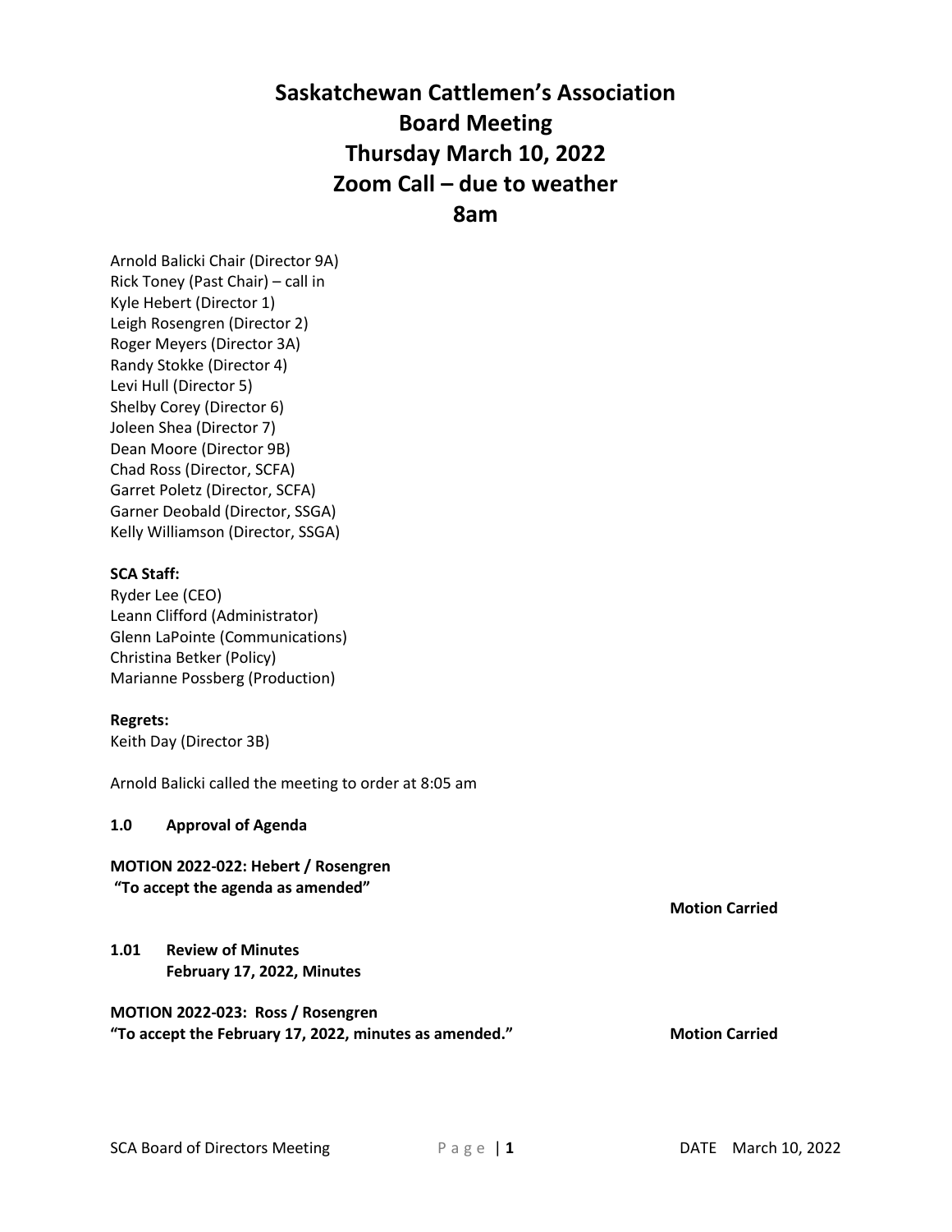# Saskatchewan Cattlemen's Association
# Board Meeting
# Thursday March 10, 2022
# Zoom Call – due to weather
# 8am

Arnold Balicki Chair (Director 9A)
Rick Toney (Past Chair) – call in
Kyle Hebert (Director 1)
Leigh Rosengren (Director 2)
Roger Meyers (Director 3A)
Randy Stokke (Director 4)
Levi Hull (Director 5)
Shelby Corey (Director 6)
Joleen Shea (Director 7)
Dean Moore (Director 9B)
Chad Ross (Director, SCFA)
Garret Poletz (Director, SCFA)
Garner Deobald (Director, SSGA)
Kelly Williamson (Director, SSGA)

**SCA Staff:**
Ryder Lee (CEO)
Leann Clifford (Administrator)
Glenn LaPointe (Communications)
Christina Betker (Policy)
Marianne Possberg (Production)

**Regrets:**
Keith Day (Director 3B)

Arnold Balicki called the meeting to order at 8:05 am

**1.0 Approval of Agenda**

**MOTION 2022-022: Hebert / Rosengren**
**"To accept the agenda as amended"**

**Motion Carried**

**1.01 Review of Minutes**
**February 17, 2022, Minutes**

**MOTION 2022-023: Ross / Rosengren**
**"To accept the February 17, 2022, minutes as amended."** **Motion Carried**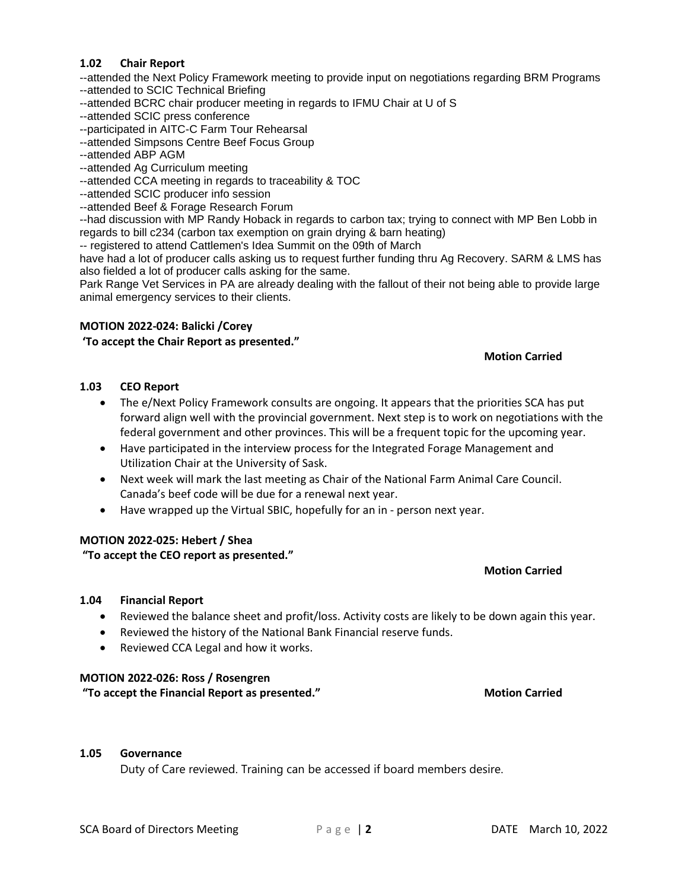### 1.02 Chair Report

--attended the Next Policy Framework meeting to provide input on negotiations regarding BRM Programs
--attended to SCIC Technical Briefing
--attended BCRC chair producer meeting in regards to IFMU Chair at U of S
--attended SCIC press conference
--participated in AITC-C Farm Tour Rehearsal
--attended Simpsons Centre Beef Focus Group
--attended ABP AGM
--attended Ag Curriculum meeting
--attended CCA meeting in regards to traceability & TOC
--attended SCIC producer info session
--attended Beef & Forage Research Forum
--had discussion with MP Randy Hoback in regards to carbon tax; trying to connect with MP Ben Lobb in regards to bill c234 (carbon tax exemption on grain drying & barn heating)
-- registered to attend Cattlemen's Idea Summit on the 09th of March
have had a lot of producer calls asking us to request further funding thru Ag Recovery. SARM & LMS has also fielded a lot of producer calls asking for the same.
Park Range Vet Services in PA are already dealing with the fallout of their not being able to provide large animal emergency services to their clients.

**MOTION 2022-024: Balicki /Corey**
**'To accept the Chair Report as presented."**

**Motion Carried**

### 1.03 CEO Report

- The e/Next Policy Framework consults are ongoing. It appears that the priorities SCA has put forward align well with the provincial government. Next step is to work on negotiations with the federal government and other provinces. This will be a frequent topic for the upcoming year.
- Have participated in the interview process for the Integrated Forage Management and Utilization Chair at the University of Sask.
- Next week will mark the last meeting as Chair of the National Farm Animal Care Council. Canada's beef code will be due for a renewal next year.
- Have wrapped up the Virtual SBIC, hopefully for an in - person next year.

**MOTION 2022-025: Hebert / Shea**
**"To accept the CEO report as presented."**

**Motion Carried**

### 1.04 Financial Report

- Reviewed the balance sheet and profit/loss. Activity costs are likely to be down again this year.
- Reviewed the history of the National Bank Financial reserve funds.
- Reviewed CCA Legal and how it works.

**MOTION 2022-026: Ross / Rosengren**
**"To accept the Financial Report as presented."** **Motion Carried**

### 1.05 Governance

Duty of Care reviewed. Training can be accessed if board members desire.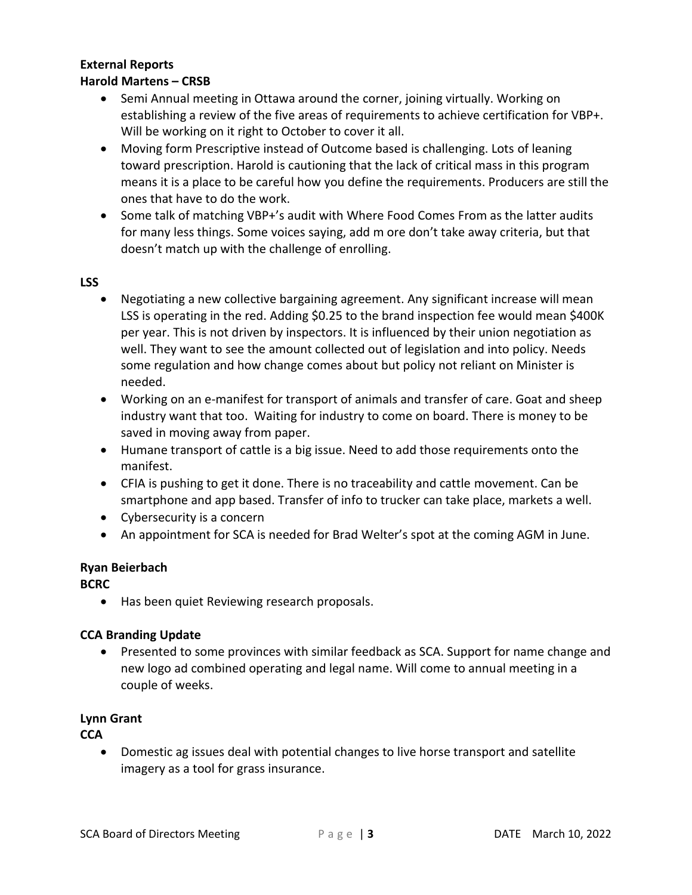**External Reports**

**Harold Martens – CRSB**

- Semi Annual meeting in Ottawa around the corner, joining virtually. Working on establishing a review of the five areas of requirements to achieve certification for VBP+. Will be working on it right to October to cover it all.
- Moving form Prescriptive instead of Outcome based is challenging. Lots of leaning toward prescription. Harold is cautioning that the lack of critical mass in this program means it is a place to be careful how you define the requirements. Producers are still the ones that have to do the work.
- Some talk of matching VBP+'s audit with Where Food Comes From as the latter audits for many less things. Some voices saying, add m ore don't take away criteria, but that doesn't match up with the challenge of enrolling.

**LSS**

- Negotiating a new collective bargaining agreement. Any significant increase will mean LSS is operating in the red. Adding $0.25 to the brand inspection fee would mean $400K per year. This is not driven by inspectors. It is influenced by their union negotiation as well. They want to see the amount collected out of legislation and into policy. Needs some regulation and how change comes about but policy not reliant on Minister is needed.
- Working on an e-manifest for transport of animals and transfer of care. Goat and sheep industry want that too. Waiting for industry to come on board. There is money to be saved in moving away from paper.
- Humane transport of cattle is a big issue. Need to add those requirements onto the manifest.
- CFIA is pushing to get it done. There is no traceability and cattle movement. Can be smartphone and app based. Transfer of info to trucker can take place, markets a well.
- Cybersecurity is a concern
- An appointment for SCA is needed for Brad Welter's spot at the coming AGM in June.

**Ryan Beierbach**

**BCRC**

- Has been quiet Reviewing research proposals.

**CCA Branding Update**

- Presented to some provinces with similar feedback as SCA. Support for name change and new logo ad combined operating and legal name. Will come to annual meeting in a couple of weeks.

**Lynn Grant**

**CCA**

- Domestic ag issues deal with potential changes to live horse transport and satellite imagery as a tool for grass insurance.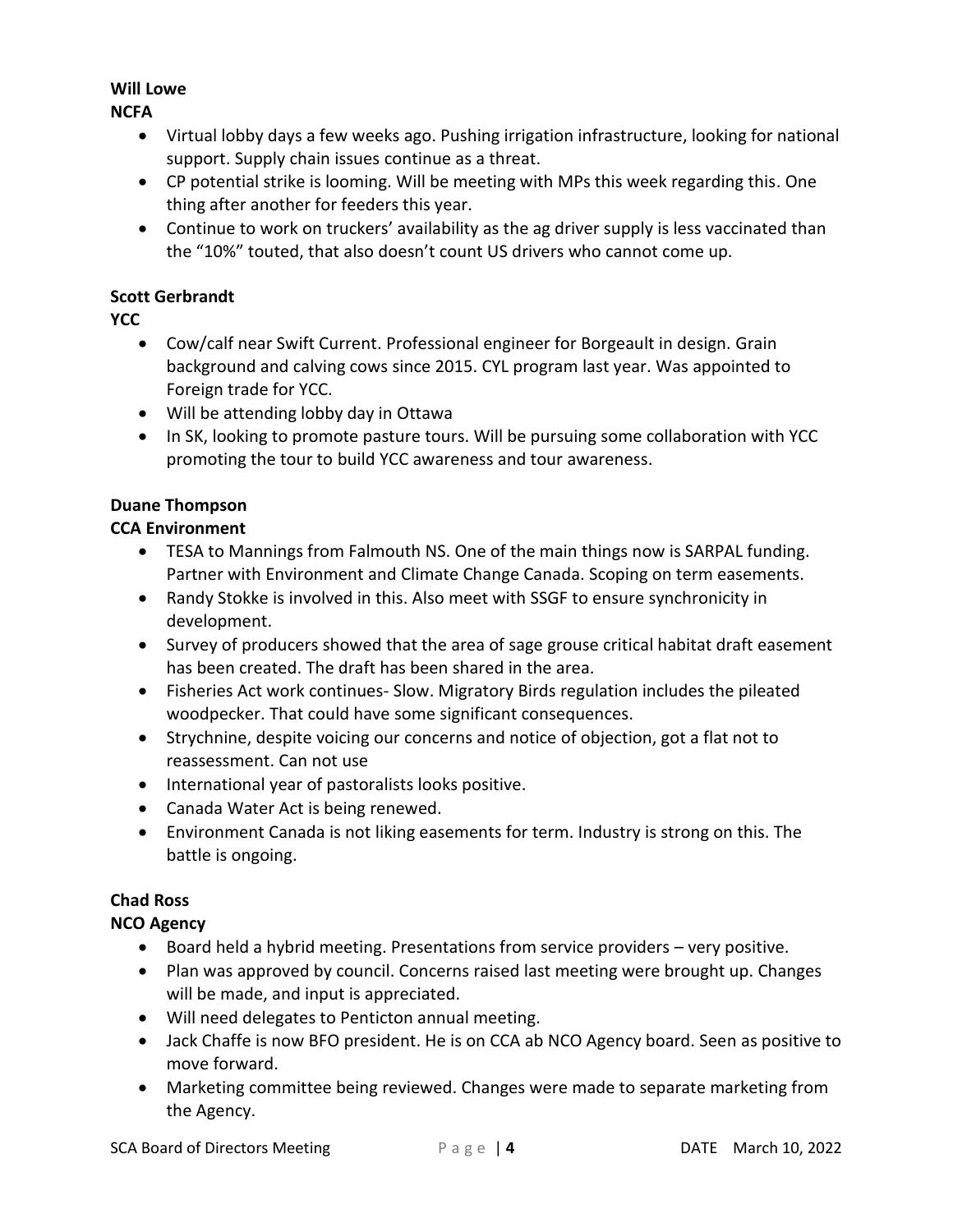**Will Lowe**

**NCFA**

- Virtual lobby days a few weeks ago. Pushing irrigation infrastructure, looking for national support. Supply chain issues continue as a threat.
- CP potential strike is looming. Will be meeting with MPs this week regarding this. One thing after another for feeders this year.
- Continue to work on truckers' availability as the ag driver supply is less vaccinated than the "10%" touted, that also doesn't count US drivers who cannot come up.

**Scott Gerbrandt**

**YCC**

- Cow/calf near Swift Current. Professional engineer for Borgeault in design. Grain background and calving cows since 2015. CYL program last year. Was appointed to Foreign trade for YCC.
- Will be attending lobby day in Ottawa
- In SK, looking to promote pasture tours. Will be pursuing some collaboration with YCC promoting the tour to build YCC awareness and tour awareness.

**Duane Thompson**

**CCA Environment**

- TESA to Mannings from Falmouth NS. One of the main things now is SARPAL funding. Partner with Environment and Climate Change Canada. Scoping on term easements.
- Randy Stokke is involved in this. Also meet with SSGF to ensure synchronicity in development.
- Survey of producers showed that the area of sage grouse critical habitat draft easement has been created. The draft has been shared in the area.
- Fisheries Act work continues- Slow. Migratory Birds regulation includes the pileated woodpecker. That could have some significant consequences.
- Strychnine, despite voicing our concerns and notice of objection, got a flat not to reassessment. Can not use
- International year of pastoralists looks positive.
- Canada Water Act is being renewed.
- Environment Canada is not liking easements for term. Industry is strong on this. The battle is ongoing.

**Chad Ross**

**NCO Agency**

- Board held a hybrid meeting. Presentations from service providers – very positive.
- Plan was approved by council. Concerns raised last meeting were brought up. Changes will be made, and input is appreciated.
- Will need delegates to Penticton annual meeting.
- Jack Chaffe is now BFO president. He is on CCA ab NCO Agency board. Seen as positive to move forward.
- Marketing committee being reviewed. Changes were made to separate marketing from the Agency.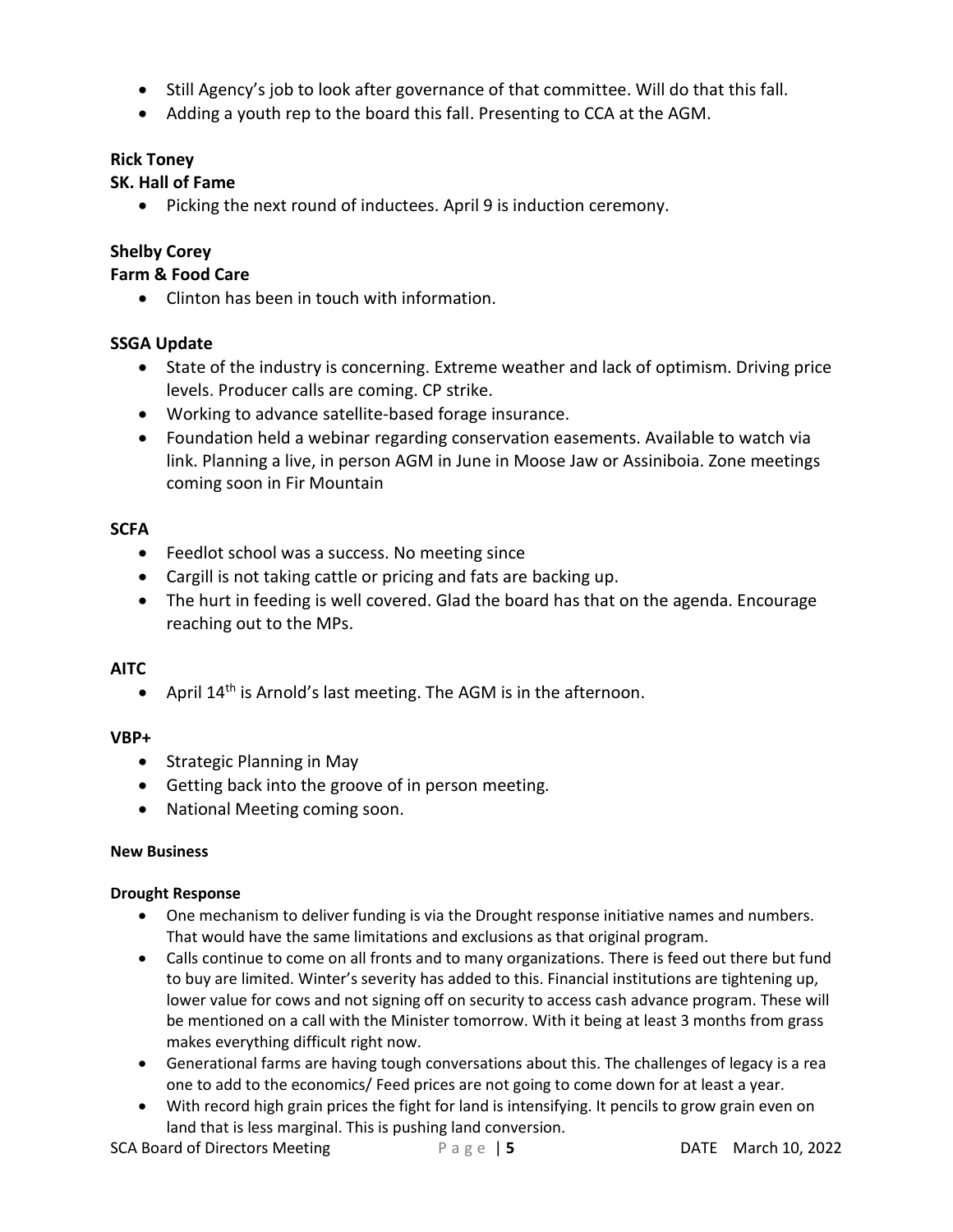- Still Agency's job to look after governance of that committee. Will do that this fall.
- Adding a youth rep to the board this fall. Presenting to CCA at the AGM.

**Rick Toney**

**SK. Hall of Fame**

- Picking the next round of inductees. April 9 is induction ceremony.

**Shelby Corey**

**Farm & Food Care**

- Clinton has been in touch with information.

**SSGA Update**

- State of the industry is concerning. Extreme weather and lack of optimism. Driving price levels. Producer calls are coming. CP strike.
- Working to advance satellite-based forage insurance.
- Foundation held a webinar regarding conservation easements. Available to watch via link. Planning a live, in person AGM in June in Moose Jaw or Assiniboia. Zone meetings coming soon in Fir Mountain

**SCFA**

- Feedlot school was a success. No meeting since
- Cargill is not taking cattle or pricing and fats are backing up.
- The hurt in feeding is well covered. Glad the board has that on the agenda. Encourage reaching out to the MPs.

**AITC**

- April 14th is Arnold's last meeting. The AGM is in the afternoon.

**VBP+**

- Strategic Planning in May
- Getting back into the groove of in person meeting.
- National Meeting coming soon.

**New Business**

**Drought Response**

- One mechanism to deliver funding is via the Drought response initiative names and numbers. That would have the same limitations and exclusions as that original program.
- Calls continue to come on all fronts and to many organizations. There is feed out there but fund to buy are limited. Winter's severity has added to this. Financial institutions are tightening up, lower value for cows and not signing off on security to access cash advance program. These will be mentioned on a call with the Minister tomorrow. With it being at least 3 months from grass makes everything difficult right now.
- Generational farms are having tough conversations about this. The challenges of legacy is a rea one to add to the economics/ Feed prices are not going to come down for at least a year.
- With record high grain prices the fight for land is intensifying. It pencils to grow grain even on land that is less marginal. This is pushing land conversion.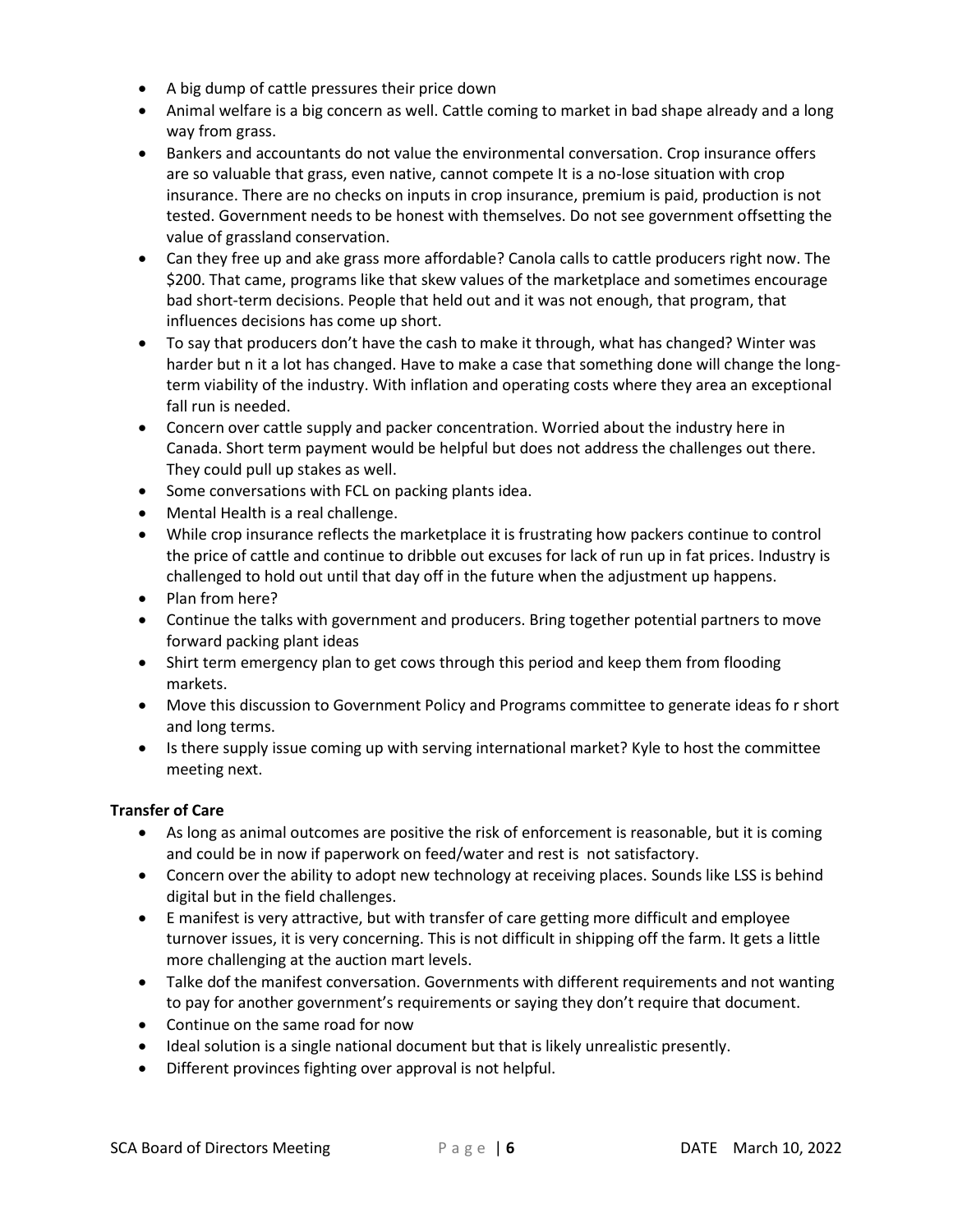- A big dump of cattle pressures their price down
- Animal welfare is a big concern as well. Cattle coming to market in bad shape already and a long way from grass.
- Bankers and accountants do not value the environmental conversation. Crop insurance offers are so valuable that grass, even native, cannot compete It is a no-lose situation with crop insurance. There are no checks on inputs in crop insurance, premium is paid, production is not tested. Government needs to be honest with themselves. Do not see government offsetting the value of grassland conservation.
- Can they free up and ake grass more affordable? Canola calls to cattle producers right now. The $200. That came, programs like that skew values of the marketplace and sometimes encourage bad short-term decisions. People that held out and it was not enough, that program, that influences decisions has come up short.
- To say that producers don't have the cash to make it through, what has changed? Winter was harder but n it a lot has changed. Have to make a case that something done will change the long-term viability of the industry. With inflation and operating costs where they area an exceptional fall run is needed.
- Concern over cattle supply and packer concentration. Worried about the industry here in Canada. Short term payment would be helpful but does not address the challenges out there. They could pull up stakes as well.
- Some conversations with FCL on packing plants idea.
- Mental Health is a real challenge.
- While crop insurance reflects the marketplace it is frustrating how packers continue to control the price of cattle and continue to dribble out excuses for lack of run up in fat prices. Industry is challenged to hold out until that day off in the future when the adjustment up happens.
- Plan from here?
- Continue the talks with government and producers. Bring together potential partners to move forward packing plant ideas
- Shirt term emergency plan to get cows through this period and keep them from flooding markets.
- Move this discussion to Government Policy and Programs committee to generate ideas fo r short and long terms.
- Is there supply issue coming up with serving international market? Kyle to host the committee meeting next.

**Transfer of Care**

- As long as animal outcomes are positive the risk of enforcement is reasonable, but it is coming and could be in now if paperwork on feed/water and rest is not satisfactory.
- Concern over the ability to adopt new technology at receiving places. Sounds like LSS is behind digital but in the field challenges.
- E manifest is very attractive, but with transfer of care getting more difficult and employee turnover issues, it is very concerning. This is not difficult in shipping off the farm. It gets a little more challenging at the auction mart levels.
- Talke dof the manifest conversation. Governments with different requirements and not wanting to pay for another government's requirements or saying they don't require that document.
- Continue on the same road for now
- Ideal solution is a single national document but that is likely unrealistic presently.
- Different provinces fighting over approval is not helpful.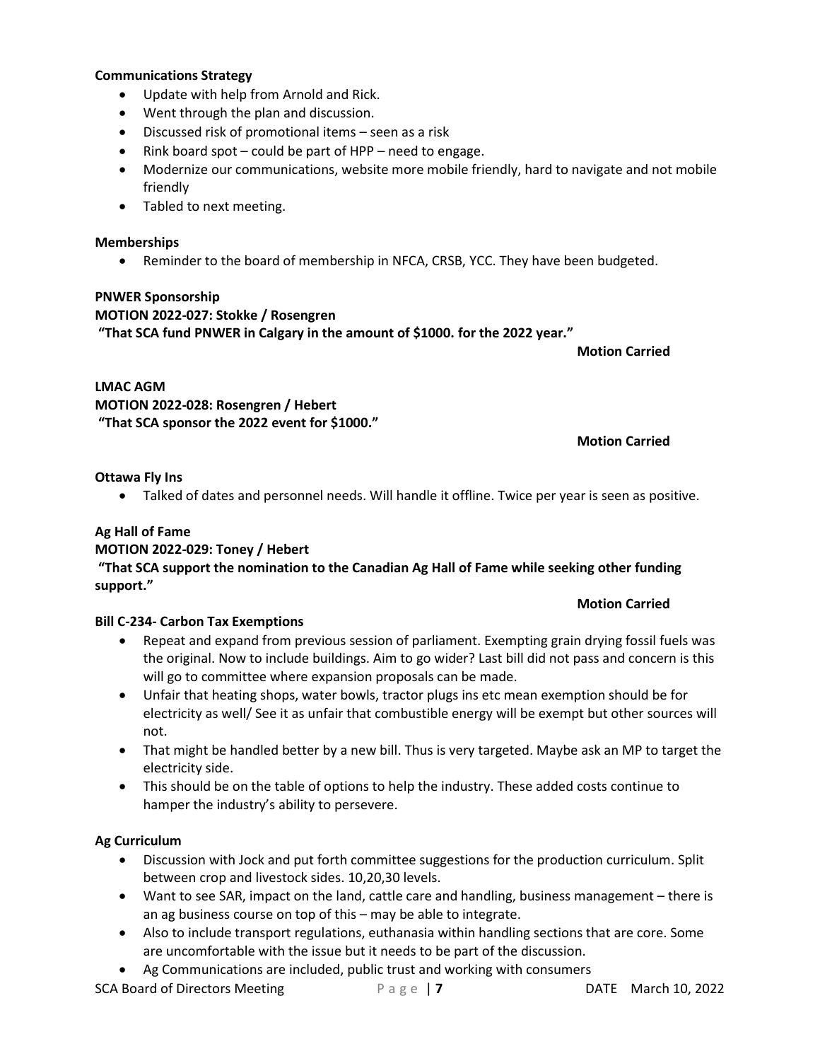**Communications Strategy**

- Update with help from Arnold and Rick.
- Went through the plan and discussion.
- Discussed risk of promotional items – seen as a risk
- Rink board spot – could be part of HPP – need to engage.
- Modernize our communications, website more mobile friendly, hard to navigate and not mobile friendly
- Tabled to next meeting.

**Memberships**

- Reminder to the board of membership in NFCA, CRSB, YCC. They have been budgeted.

**PNWER Sponsorship**
**MOTION 2022-027: Stokke / Rosengren**
**"That SCA fund PNWER in Calgary in the amount of $1000. for the 2022 year."**

**Motion Carried**

**LMAC AGM**
**MOTION 2022-028: Rosengren / Hebert**
**"That SCA sponsor the 2022 event for $1000."**

**Motion Carried**

**Ottawa Fly Ins**

- Talked of dates and personnel needs. Will handle it offline. Twice per year is seen as positive.

**Ag Hall of Fame**
**MOTION 2022-029: Toney / Hebert**
**"That SCA support the nomination to the Canadian Ag Hall of Fame while seeking other funding support."**

**Motion Carried**

**Bill C-234- Carbon Tax Exemptions**

- Repeat and expand from previous session of parliament. Exempting grain drying fossil fuels was the original. Now to include buildings. Aim to go wider? Last bill did not pass and concern is this will go to committee where expansion proposals can be made.
- Unfair that heating shops, water bowls, tractor plugs ins etc mean exemption should be for electricity as well/ See it as unfair that combustible energy will be exempt but other sources will not.
- That might be handled better by a new bill. Thus is very targeted. Maybe ask an MP to target the electricity side.
- This should be on the table of options to help the industry. These added costs continue to hamper the industry's ability to persevere.

**Ag Curriculum**

- Discussion with Jock and put forth committee suggestions for the production curriculum. Split between crop and livestock sides. 10,20,30 levels.
- Want to see SAR, impact on the land, cattle care and handling, business management – there is an ag business course on top of this – may be able to integrate.
- Also to include transport regulations, euthanasia within handling sections that are core. Some are uncomfortable with the issue but it needs to be part of the discussion.
- Ag Communications are included, public trust and working with consumers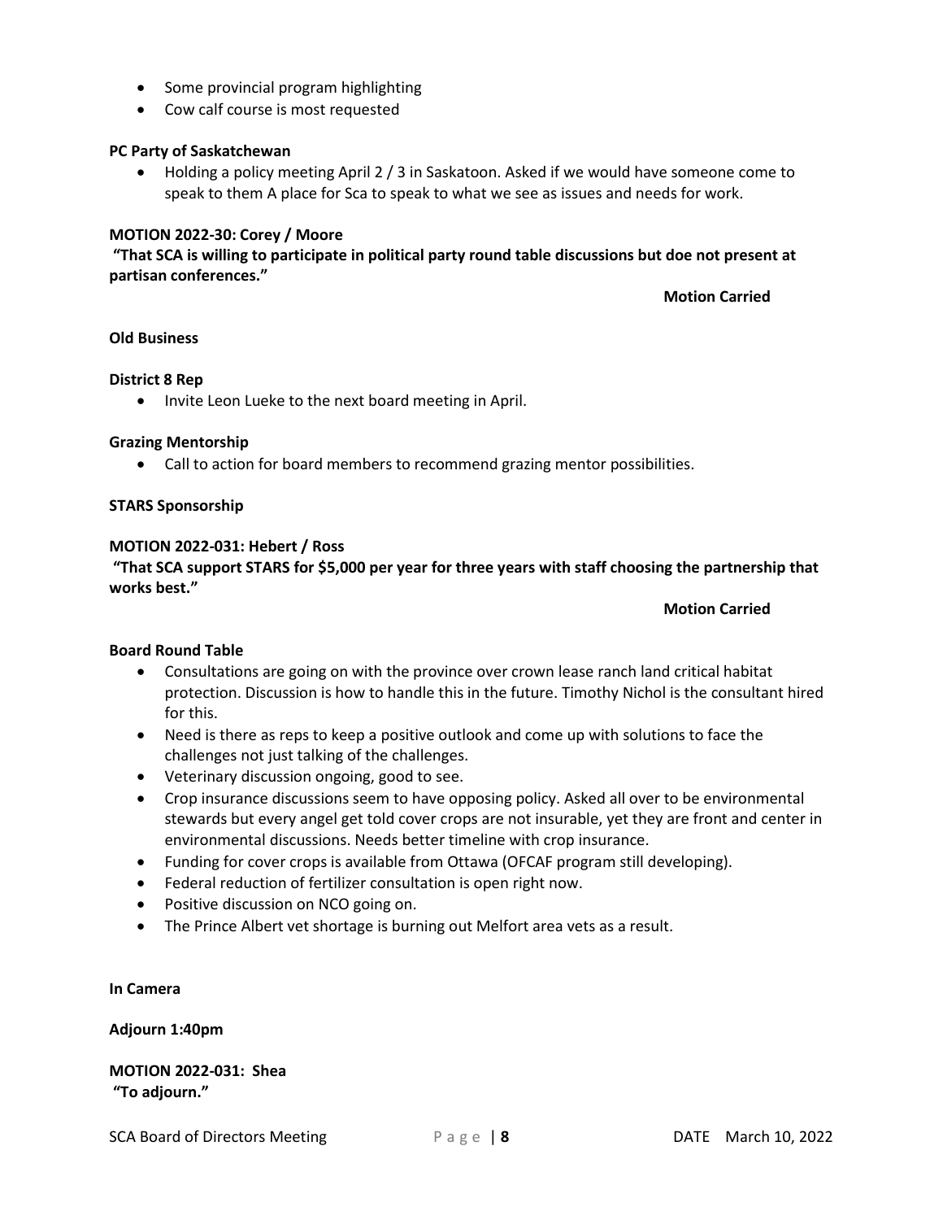- Some provincial program highlighting
- Cow calf course is most requested

**PC Party of Saskatchewan**

- Holding a policy meeting April 2 / 3 in Saskatoon. Asked if we would have someone come to speak to them A place for Sca to speak to what we see as issues and needs for work.

**MOTION 2022-30: Corey / Moore**
**"That SCA is willing to participate in political party round table discussions but doe not present at partisan conferences."**

**Motion Carried**

**Old Business**

**District 8 Rep**

- Invite Leon Lueke to the next board meeting in April.

**Grazing Mentorship**

- Call to action for board members to recommend grazing mentor possibilities.

**STARS Sponsorship**

**MOTION 2022-031: Hebert / Ross**
**"That SCA support STARS for $5,000 per year for three years with staff choosing the partnership that works best."**

**Motion Carried**

**Board Round Table**

- Consultations are going on with the province over crown lease ranch land critical habitat protection. Discussion is how to handle this in the future. Timothy Nichol is the consultant hired for this.
- Need is there as reps to keep a positive outlook and come up with solutions to face the challenges not just talking of the challenges.
- Veterinary discussion ongoing, good to see.
- Crop insurance discussions seem to have opposing policy. Asked all over to be environmental stewards but every angel get told cover crops are not insurable, yet they are front and center in environmental discussions. Needs better timeline with crop insurance.
- Funding for cover crops is available from Ottawa (OFCAF program still developing).
- Federal reduction of fertilizer consultation is open right now.
- Positive discussion on NCO going on.
- The Prince Albert vet shortage is burning out Melfort area vets as a result.

**In Camera**

**Adjourn 1:40pm**

**MOTION 2022-031: Shea**
**"To adjourn."**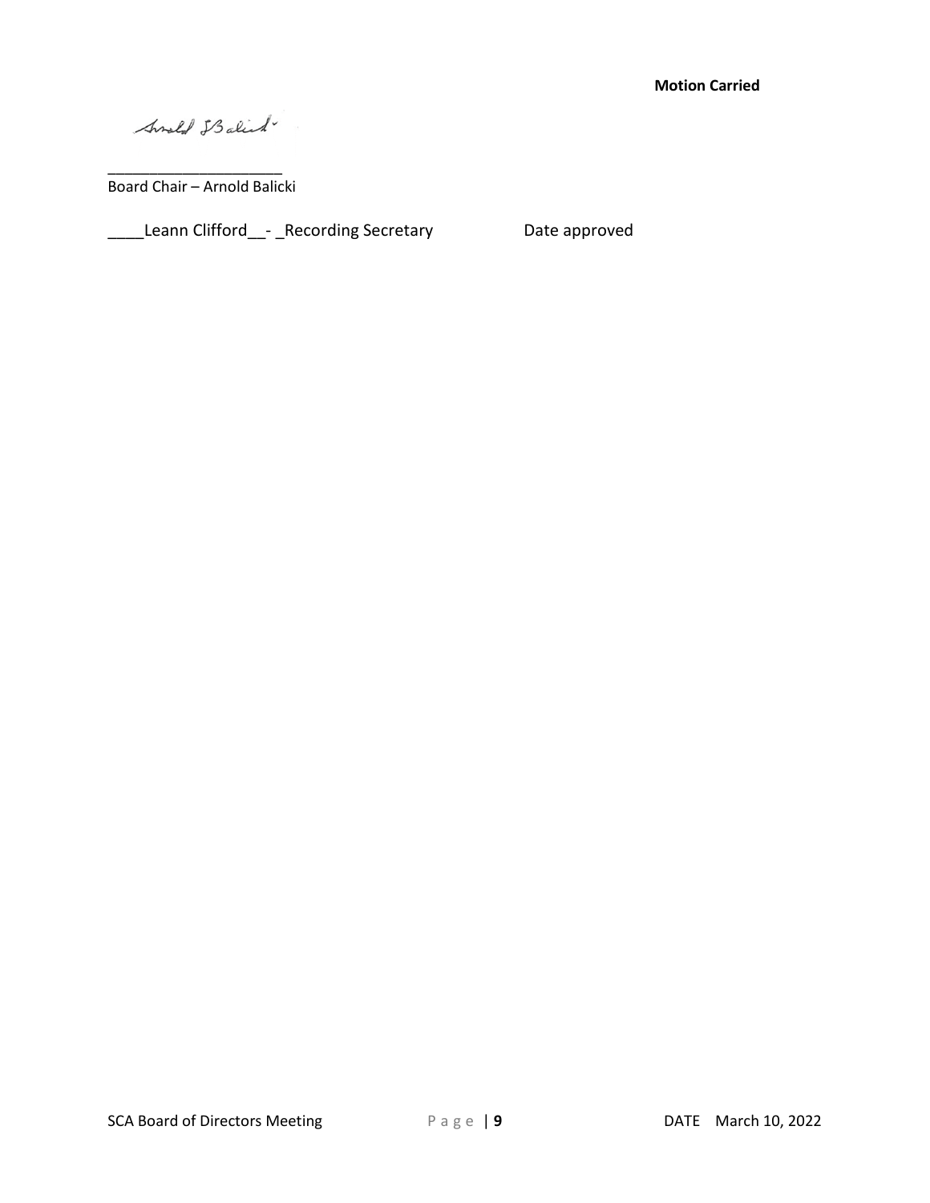**Motion Carried**

_____________________
Board Chair – Arnold Balicki

____Leann Clifford__- _Recording Secretary Date approved